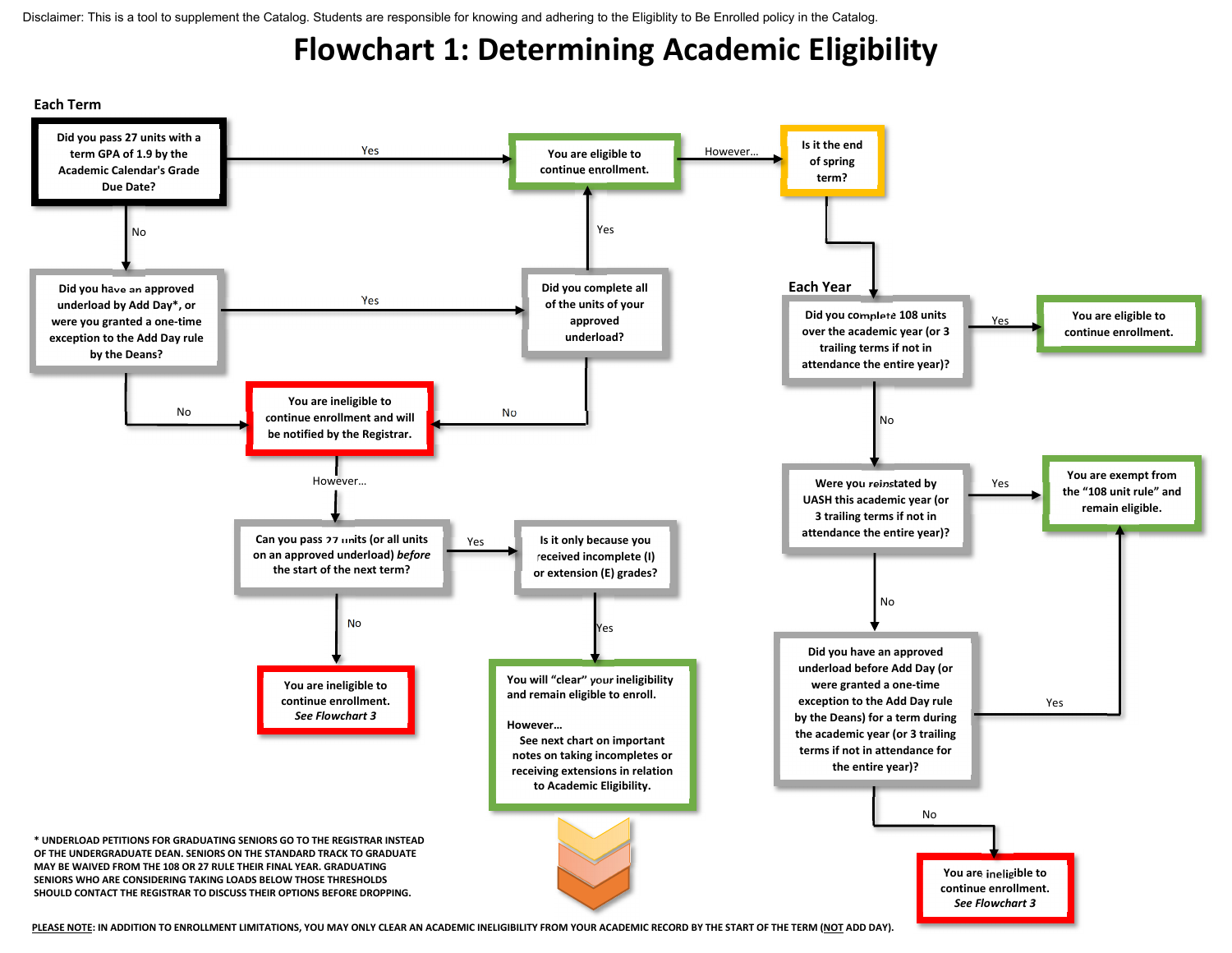Disclaimer: This is a tool to supplement the Catalog. Students are responsible for knowing and adhering to the Eligiblity to Be Enrolled policy in the Catalog.

# Flowchart 1: Determining Academic Eligibility

## Each Term

**Did you pass 27 units with a term GPA of 1.9 by the Academic Calendar's Grade Due Date?**

- **Yes** → **You are eligible to continue enrollment.**
  - However… → **Is it the end of spring term?** → (see Each Year)
- **No** → **Did you have an approved underload by Add Day\*, or were you granted a one-time exception to the Add Day rule by the Deans?**
  - **Yes** → **Did you complete all of the units of your approved underload?**
    - **Yes** → **You are eligible to continue enrollment.**
    - **No** → **You are ineligible to continue enrollment and will be notified by the Registrar.**
  - **No** → **You are ineligible to continue enrollment and will be notified by the Registrar.**

**You are ineligible to continue enrollment and will be notified by the Registrar.**

- However… → **Can you pass 27 units (or all units on an approved underload) *before* the start of the next term?**
  - **No** → **You are ineligible to continue enrollment. *See Flowchart 3***
  - **Yes** → **Is it only because you received incomplete (I) or extension (E) grades?**
    - **Yes** → **You will "clear" your ineligibility and remain eligible to enroll.**

      **However…**
      **See next chart on important notes on taking incompletes or receiving extensions in relation to Academic Eligibility.**

## Each Year

**Did you complete 108 units over the academic year (or 3 trailing terms if not in attendance the entire year)?**

- **Yes** → **You are eligible to continue enrollment.**
- **No** → **Were you reinstated by UASH this academic year (or 3 trailing terms if not in attendance the entire year)?**
  - **Yes** → **You are exempt from the "108 unit rule" and remain eligible.**
  - **No** → **Did you have an approved underload before Add Day (or were granted a one-time exception to the Add Day rule by the Deans) for a term during the academic year (or 3 trailing terms if not in attendance for the entire year)?**
    - **Yes** → **You are exempt from the "108 unit rule" and remain eligible.**
    - **No** → **You are ineligible to continue enrollment. *See Flowchart 3***

\* UNDERLOAD PETITIONS FOR GRADUATING SENIORS GO TO THE REGISTRAR INSTEAD OF THE UNDERGRADUATE DEAN. SENIORS ON THE STANDARD TRACK TO GRADUATE MAY BE WAIVED FROM THE 108 OR 27 RULE THEIR FINAL YEAR. GRADUATING SENIORS WHO ARE CONSIDERING TAKING LOADS BELOW THOSE THRESHOLDS SHOULD CONTACT THE REGISTRAR TO DISCUSS THEIR OPTIONS BEFORE DROPPING.

PLEASE NOTE: IN ADDITION TO ENROLLMENT LIMITATIONS, YOU MAY ONLY CLEAR AN ACADEMIC INELIGIBILITY FROM YOUR ACADEMIC RECORD BY THE START OF THE TERM (NOT ADD DAY).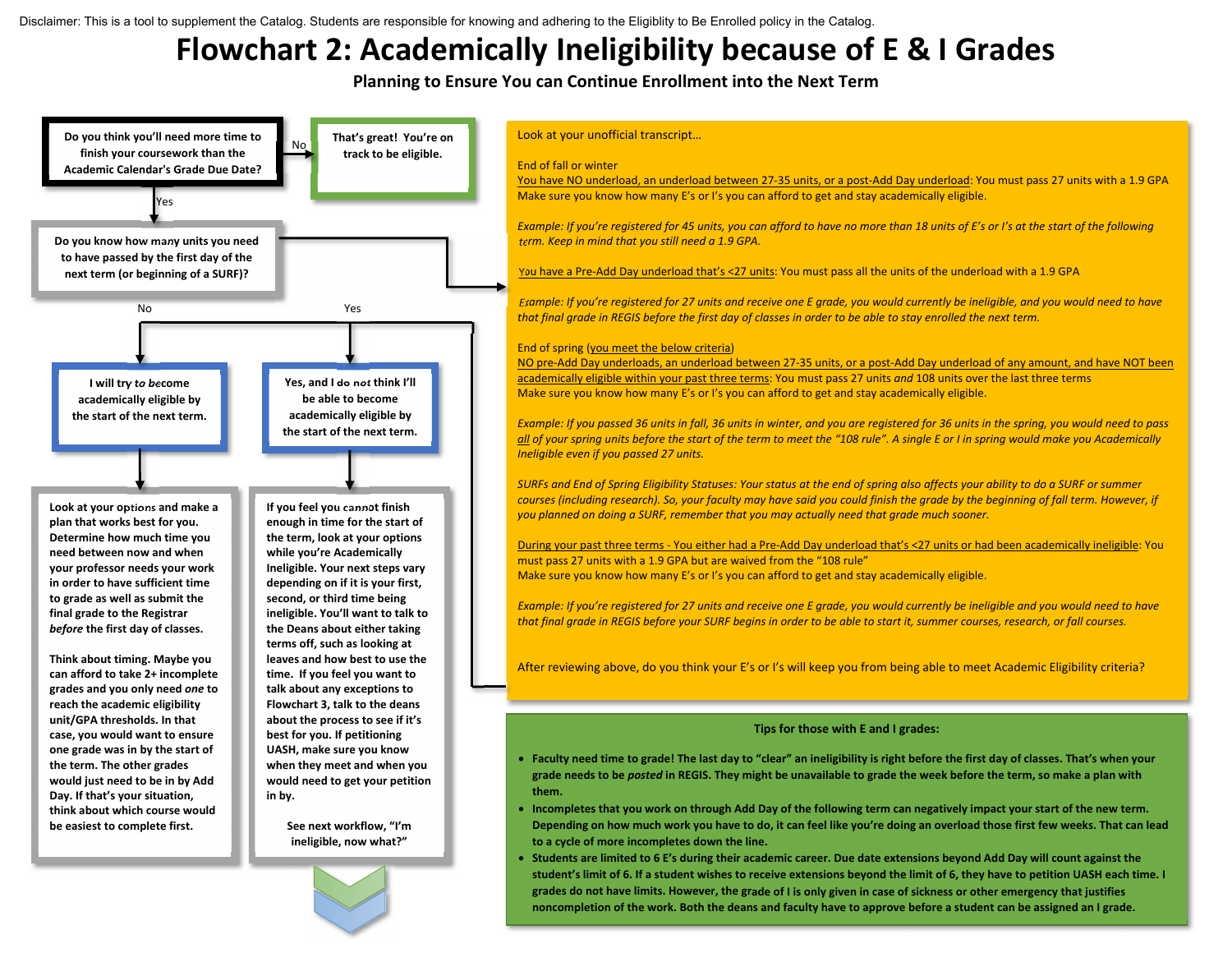Disclaimer: This is a tool to supplement the Catalog. Students are responsible for knowing and adhering to the Eligiblity to Be Enrolled policy in the Catalog.

# Flowchart 2: Academically Ineligibility because of E & I Grades

**Planning to Ensure You can Continue Enrollment into the Next Term**

**Do you think you'll need more time to finish your coursework than the Academic Calendar's Grade Due Date?**

- No → **That's great! You're on track to be eligible.**
- Yes → **Do you know how many units you need to have passed by the first day of the next term (or beginning of a SURF)?**
  - Yes → see the box below ("Look at your unofficial transcript…")
  - No → **I will try to become academically eligible by the start of the next term.**

**I will try to become academically eligible by the start of the next term.**

Look at your options and make a plan that works best for you. Determine how much time you need between now and when your professor needs your work in order to have sufficient time to grade as well as submit the final grade to the Registrar *before* the first day of classes.

Think about timing. Maybe you can afford to take 2+ incomplete grades and you only need *one* to reach the academic eligibility unit/GPA thresholds. In that case, you would want to ensure one grade was in by the start of the term. The other grades would just need to be in by Add Day. If that's your situation, think about which course would be easiest to complete first.

**Yes, and I do not think I'll be able to become academically eligible by the start of the next term.**

If you feel you cannot finish enough in time for the start of the term, look at your options while you're Academically Ineligible. Your next steps vary depending on if it is your first, second, or third time being ineligible. You'll want to talk to the Deans about either taking terms off, such as looking at leaves and how best to use the time. If you feel you want to talk about any exceptions to Flowchart 3, talk to the deans about the process to see if it's best for you. If petitioning UASH, make sure you know when they meet and when you would need to get your petition in by.

See next workflow, "I'm ineligible, now what?"

---

Look at your unofficial transcript…

End of fall or winter
<u>You have NO underload, an underload between 27-35 units, or a post-Add Day underload</u>: You must pass 27 units with a 1.9 GPA
Make sure you know how many E's or I's you can afford to get and stay academically eligible.

*Example: If you're registered for 45 units, you can afford to have no more than 18 units of E's or I's at the start of the following term. Keep in mind that you still need a 1.9 GPA.*

<u>You have a Pre-Add Day underload that's <27 units</u>: You must pass all the units of the underload with a 1.9 GPA

*Example: If you're registered for 27 units and receive one E grade, you would currently be ineligible, and you would need to have that final grade in REGIS before the first day of classes in order to be able to stay enrolled the next term.*

End of spring (<u>you meet the below criteria</u>)
<u>NO pre-Add Day underloads, an underload between 27-35 units, or a post-Add Day underload of any amount, and have NOT been academically eligible within your past three terms</u>: You must pass 27 units *and* 108 units over the last three terms
Make sure you know how many E's or I's you can afford to get and stay academically eligible.

*Example: If you passed 36 units in fall, 36 units in winter, and you are registered for 36 units in the spring, you would need to pass <u>all</u> of your spring units before the start of the term to meet the "108 rule". A single E or I in spring would make you Academically Ineligible even if you passed 27 units.*

*SURFs and End of Spring Eligibility Statuses: Your status at the end of spring also affects your ability to do a SURF or summer courses (including research). So, your faculty may have said you could finish the grade by the beginning of fall term. However, if you planned on doing a SURF, remember that you may actually need that grade much sooner.*

<u>During your past three terms - You either had a Pre-Add Day underload that's <27 units or had been academically ineligible</u>: You must pass 27 units with a 1.9 GPA but are waived from the "108 rule"
Make sure you know how many E's or I's you can afford to get and stay academically eligible.

*Example: If you're registered for 27 units and receive one E grade, you would currently be ineligible and you would need to have that final grade in REGIS before your SURF begins in order to be able to start it, summer courses, research, or fall courses.*

After reviewing above, do you think your E's or I's will keep you from being able to meet Academic Eligibility criteria? (Yes → "Yes, and I do not think I'll be able to become academically eligible by the start of the next term.")

---

**Tips for those with E and I grades:**

- **Faculty need time to grade! The last day to "clear" an ineligibility is right before the first day of classes. That's when your grade needs to be *posted* in REGIS. They might be unavailable to grade the week before the term, so make a plan with them.**
- **Incompletes that you work on through Add Day of the following term can negatively impact your start of the new term. Depending on how much work you have to do, it can feel like you're doing an overload those first few weeks. That can lead to a cycle of more incompletes down the line.**
- **Students are limited to 6 E's during their academic career. Due date extensions beyond Add Day will count against the student's limit of 6. If a student wishes to receive extensions beyond the limit of 6, they have to petition UASH each time. I grades do not have limits. However, the grade of I is only given in case of sickness or other emergency that justifies noncompletion of the work. Both the deans and faculty have to approve before a student can be assigned an I grade.**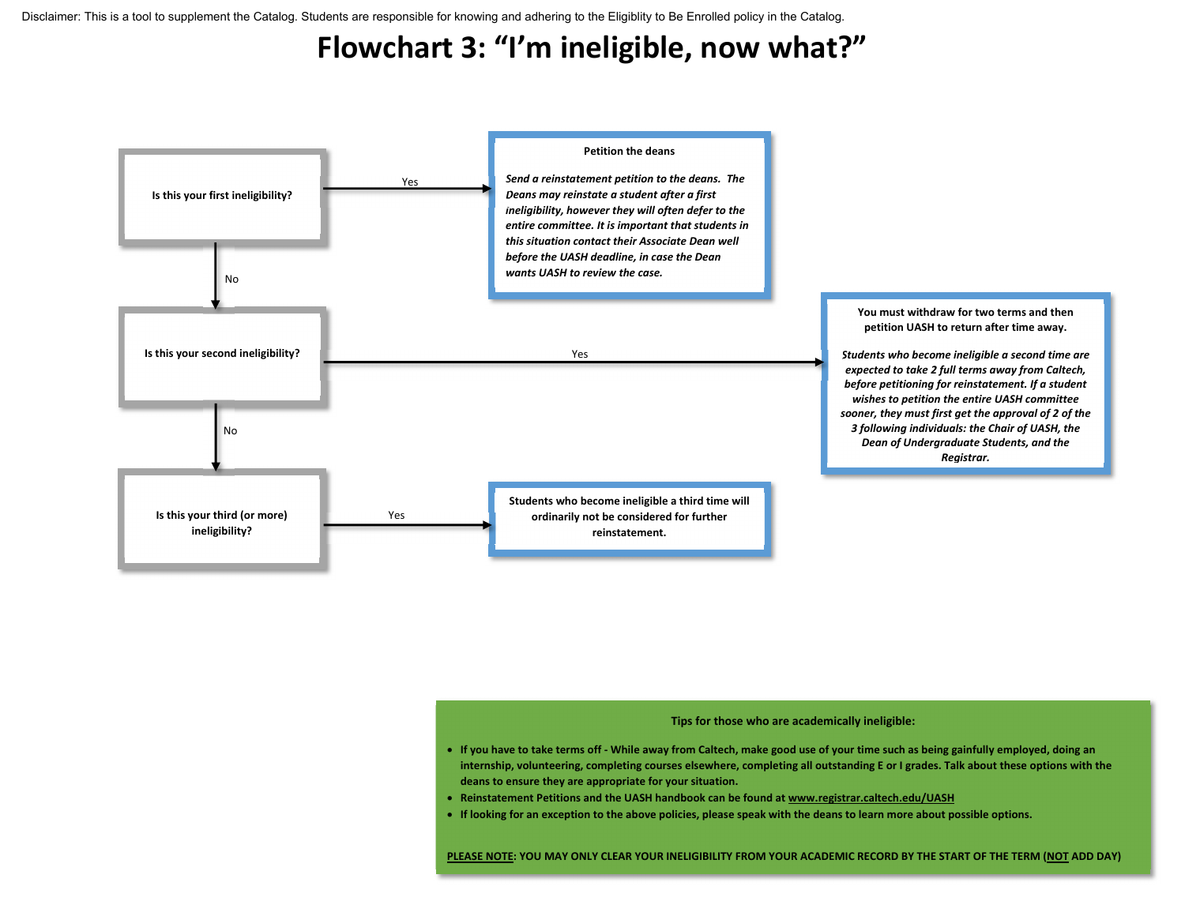Disclaimer: This is a tool to supplement the Catalog. Students are responsible for knowing and adhering to the Eligiblity to Be Enrolled policy in the Catalog.

# Flowchart 3: "I'm ineligible, now what?"

**Is this your first ineligibility?**

Yes →

**Petition the deans**

*Send a reinstatement petition to the deans. The Deans may reinstate a student after a first ineligibility, however they will often defer to the entire committee. It is important that students in this situation contact their Associate Dean well before the UASH deadline, in case the Dean wants UASH to review the case.*

No ↓

**Is this your second ineligibility?**

Yes →

**You must withdraw for two terms and then petition UASH to return after time away.**

*Students who become ineligible a second time are expected to take 2 full terms away from Caltech, before petitioning for reinstatement. If a student wishes to petition the entire UASH committee sooner, they must first get the approval of 2 of the 3 following individuals: the Chair of UASH, the Dean of Undergraduate Students, and the Registrar.*

No ↓

**Is this your third (or more) ineligibility?**

Yes →

**Students who become ineligible a third time will ordinarily not be considered for further reinstatement.**

**Tips for those who are academically ineligible:**

- **If you have to take terms off - While away from Caltech, make good use of your time such as being gainfully employed, doing an internship, volunteering, completing courses elsewhere, completing all outstanding E or I grades. Talk about these options with the deans to ensure they are appropriate for your situation.**
- **Reinstatement Petitions and the UASH handbook can be found at www.registrar.caltech.edu/UASH**
- **If looking for an exception to the above policies, please speak with the deans to learn more about possible options.**

**PLEASE NOTE: YOU MAY ONLY CLEAR YOUR INELIGIBILITY FROM YOUR ACADEMIC RECORD BY THE START OF THE TERM (NOT ADD DAY)**